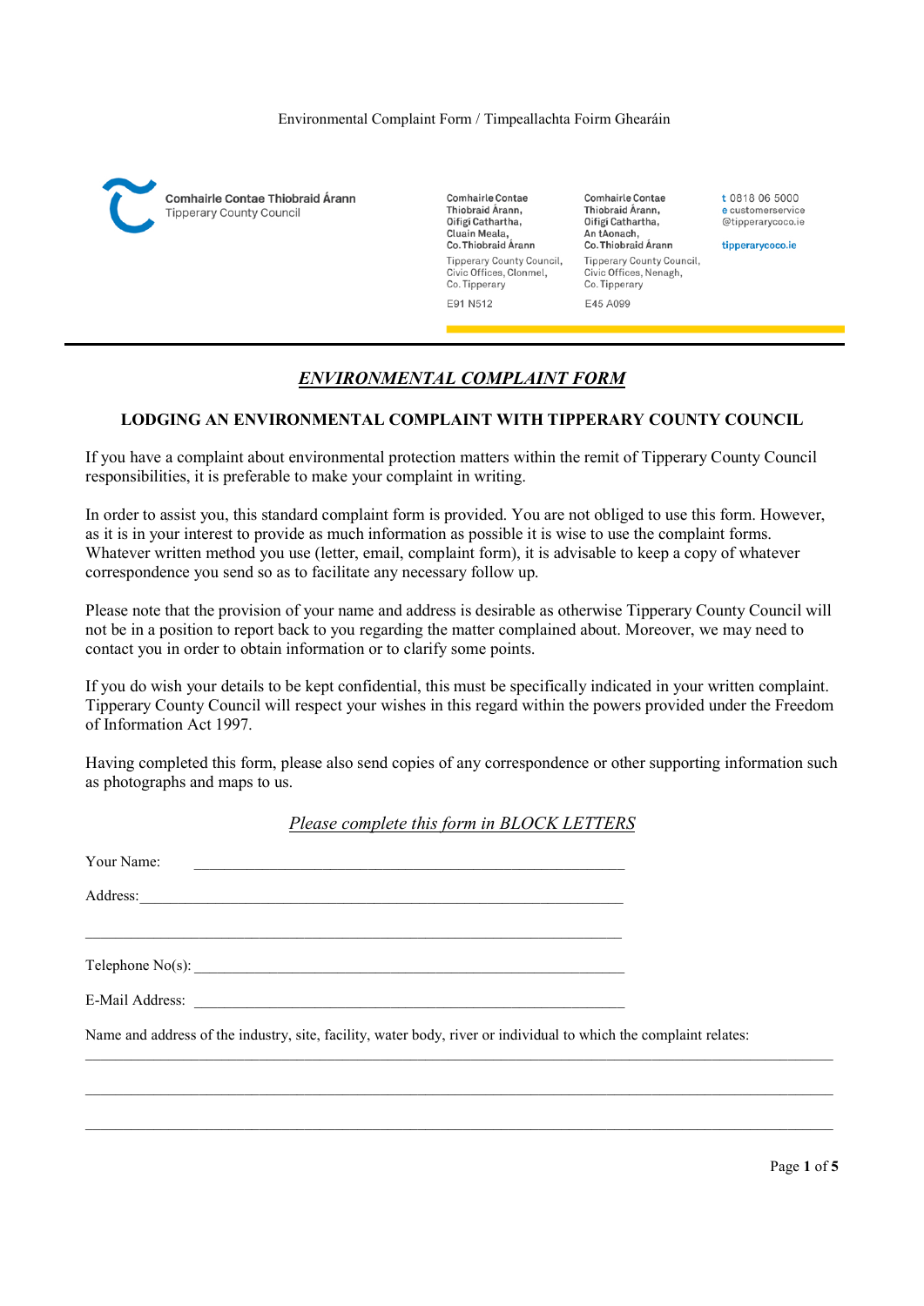Comhairle Contae Thiobraid Árann
Tipperary County Council

Comhairle Contae Thiobraid Árann, Oifigí Cathartha, Cluain Meala, Co. Thiobraid Árann

Tipperary County Council, Civic Offices, Clonmel, Co. Tipperary

E91 N512

Comhairle Contae Thiobraid Árann, Oifigí Cathartha, An tAonach, Co. Thiobraid Árann

Tipperary County Council, Civic Offices, Nenagh, Co. Tipperary

E45 A099

t 0818 06 5000
e customerservice@tipperarycoco.ie

tipperarycoco.ie

---

# ***ENVIRONMENTAL COMPLAINT FORM***

## LODGING AN ENVIRONMENTAL COMPLAINT WITH TIPPERARY COUNTY COUNCIL

If you have a complaint about environmental protection matters within the remit of Tipperary County Council responsibilities, it is preferable to make your complaint in writing.

In order to assist you, this standard complaint form is provided. You are not obliged to use this form. However, as it is in your interest to provide as much information as possible it is wise to use the complaint forms. Whatever written method you use (letter, email, complaint form), it is advisable to keep a copy of whatever correspondence you send so as to facilitate any necessary follow up.

Please note that the provision of your name and address is desirable as otherwise Tipperary County Council will not be in a position to report back to you regarding the matter complained about. Moreover, we may need to contact you in order to obtain information or to clarify some points.

If you do wish your details to be kept confidential, this must be specifically indicated in your written complaint. Tipperary County Council will respect your wishes in this regard within the powers provided under the Freedom of Information Act 1997.

Having completed this form, please also send copies of any correspondence or other supporting information such as photographs and maps to us.

*Please complete this form in BLOCK LETTERS*

Your Name: ____________________________________________________________

Address: ______________________________________________________________

______________________________________________________________________

Telephone No(s): _______________________________________________________

E-Mail Address: ________________________________________________________

Name and address of the industry, site, facility, water body, river or individual to which the complaint relates:

______________________________________________________________________

______________________________________________________________________

______________________________________________________________________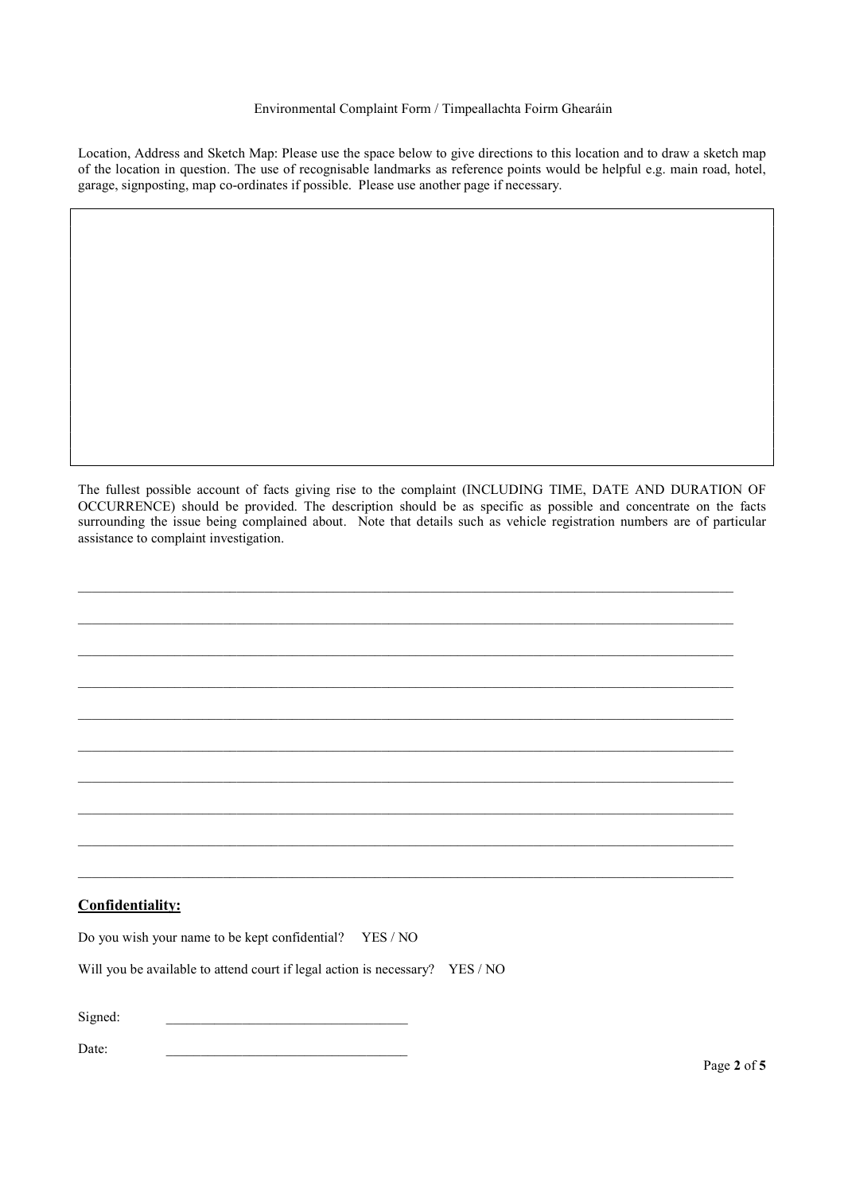Environmental Complaint Form / Timpeallachta Foirm Ghearáin

Location, Address and Sketch Map: Please use the space below to give directions to this location and to draw a sketch map of the location in question. The use of recognisable landmarks as reference points would be helpful e.g. main road, hotel, garage, signposting, map co-ordinates if possible. Please use another page if necessary.

The fullest possible account of facts giving rise to the complaint (INCLUDING TIME, DATE AND DURATION OF OCCURRENCE) should be provided. The description should be as specific as possible and concentrate on the facts surrounding the issue being complained about. Note that details such as vehicle registration numbers are of particular assistance to complaint investigation.

______________________________________________________________________________

______________________________________________________________________________

______________________________________________________________________________

______________________________________________________________________________

______________________________________________________________________________

______________________________________________________________________________

______________________________________________________________________________

______________________________________________________________________________

______________________________________________________________________________

______________________________________________________________________________

## Confidentiality:

Do you wish your name to be kept confidential? YES / NO

Will you be available to attend court if legal action is necessary? YES / NO

Signed: ___________________________________

Date: ___________________________________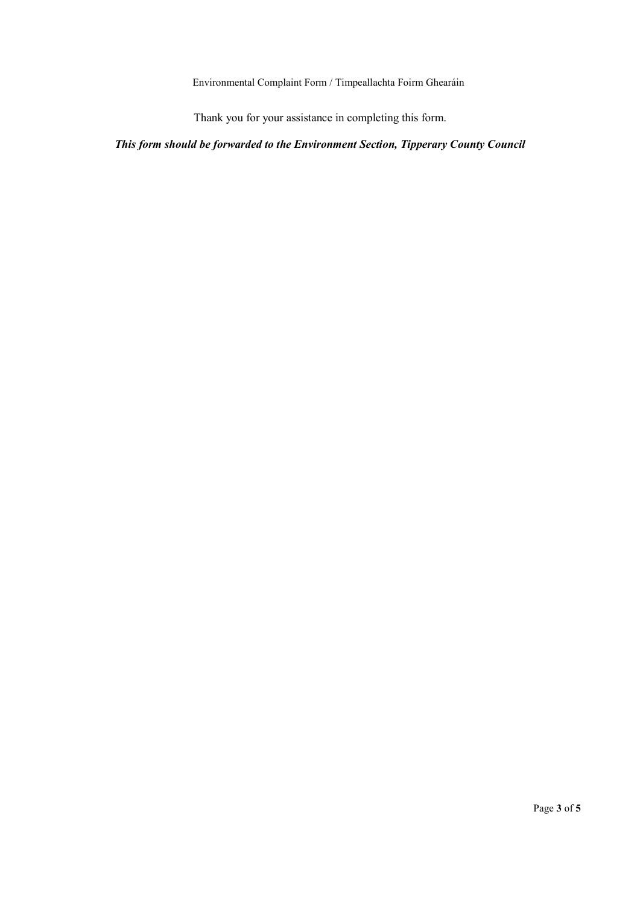Thank you for your assistance in completing this form.

***This form should be forwarded to the Environment Section, Tipperary County Council***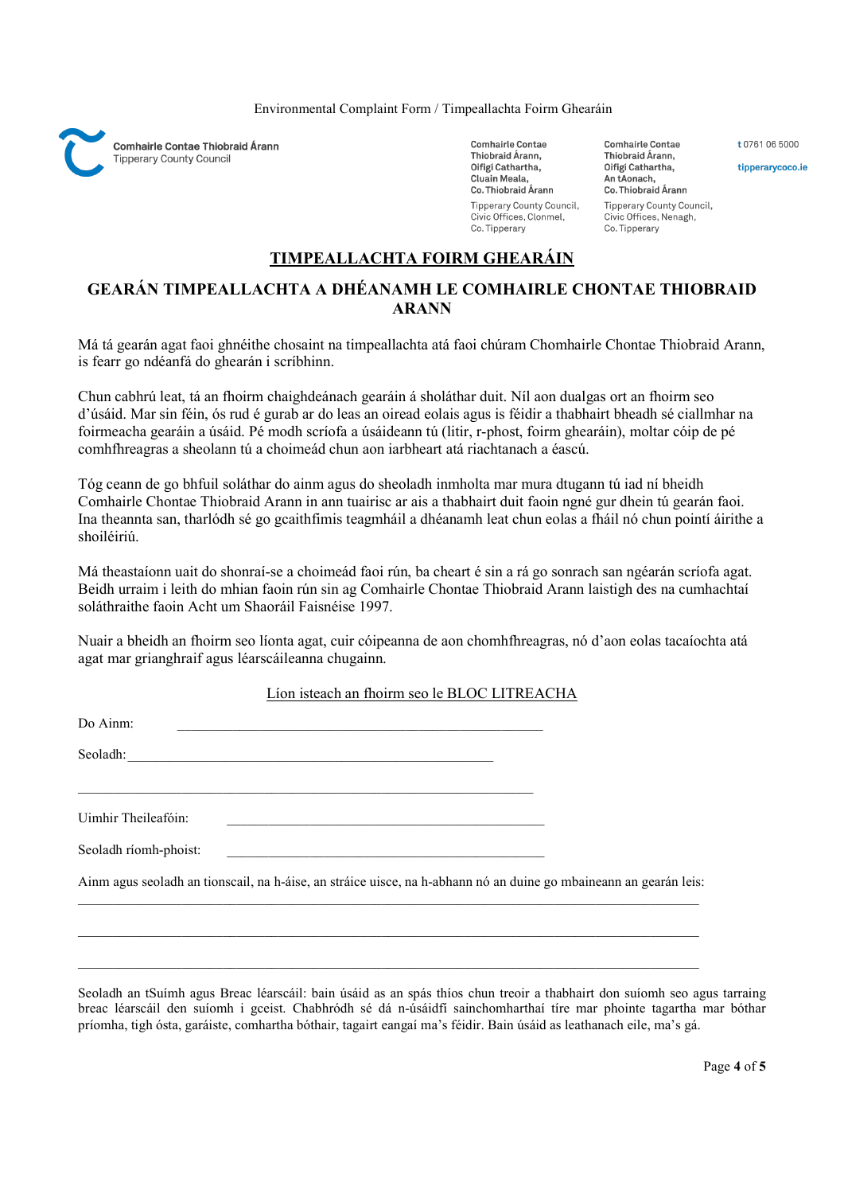Comhairle Contae Thiobraid Árann
Tipperary County Council

Comhairle Contae Thiobraid Árann,
Oifigí Cathartha,
Cluain Meala,
Co. Thiobraid Árann

Tipperary County Council,
Civic Offices, Clonmel,
Co. Tipperary

Comhairle Contae Thiobraid Árann,
Oifigí Cathartha,
An tAonach,
Co. Thiobraid Árann

Tipperary County Council,
Civic Offices, Nenagh,
Co. Tipperary

t 0761 06 5000

tipperarycoco.ie

# TIMPEALLACHTA FOIRM GHEARÁIN

## GEARÁN TIMPEALLACHTA A DHÉANAMH LE COMHAIRLE CHONTAE THIOBRAID ARANN

Má tá gearán agat faoi ghnéithe chosaint na timpeallachta atá faoi chúram Chomhairle Chontae Thiobraid Arann, is fearr go ndéanfá do ghearán i scríbhinn.

Chun cabhrú leat, tá an fhoirm chaighdeánach gearáin á sholáthar duit. Níl aon dualgas ort an fhoirm seo d'úsáid. Mar sin féin, ós rud é gurab ar do leas an oiread eolais agus is féidir a thabhairt bheadh sé ciallmhar na foirmeacha gearáin a úsáid. Pé modh scríofa a úsáideann tú (litir, r-phost, foirm ghearáin), moltar cóip de pé comhfhreagras a sheolann tú a choimeád chun aon iarbheart atá riachtanach a éascú.

Tóg ceann de go bhfuil soláthar do ainm agus do sheoladh inmholta mar mura dtugann tú iad ní bheidh Comhairle Chontae Thiobraid Arann in ann tuairisc ar ais a thabhairt duit faoin ngné gur dhein tú gearán faoi. Ina theannta san, tharlódh sé go gcaithfimis teagmháil a dhéanamh leat chun eolas a fháil nó chun pointí áirithe a shoiléiriú.

Má theastaíonn uait do shonraí-se a choimeád faoi rún, ba cheart é sin a rá go sonrach san ngéarán scríofa agat. Beidh urraim i leith do mhian faoin rún sin ag Comhairle Chontae Thiobraid Arann laistigh des na cumhachtaí soláthraithe faoin Acht um Shaoráil Faisnéise 1997.

Nuair a bheidh an fhoirm seo líonta agat, cuir cóipeanna de aon chomhfhreagras, nó d'aon eolas tacaíochta atá agat mar grianghraif agus léarscáileanna chugainn.

Líon isteach an fhoirm seo le BLOC LITREACHA

Do Ainm: \_\_\_\_\_\_\_\_\_\_\_\_\_\_\_\_\_\_\_\_\_\_\_\_\_\_\_\_\_\_\_\_\_\_\_\_\_\_\_\_\_\_\_\_\_\_\_\_

Seoladh: \_\_\_\_\_\_\_\_\_\_\_\_\_\_\_\_\_\_\_\_\_\_\_\_\_\_\_\_\_\_\_\_\_\_\_\_\_\_\_\_\_\_\_\_\_\_\_\_

\_\_\_\_\_\_\_\_\_\_\_\_\_\_\_\_\_\_\_\_\_\_\_\_\_\_\_\_\_\_\_\_\_\_\_\_\_\_\_\_\_\_\_\_\_\_\_\_\_\_\_\_\_\_\_\_\_\_

Uimhir Theileafóin: \_\_\_\_\_\_\_\_\_\_\_\_\_\_\_\_\_\_\_\_\_\_\_\_\_\_\_\_\_\_\_\_\_\_\_\_\_\_\_\_

Seoladh ríomh-phoist: \_\_\_\_\_\_\_\_\_\_\_\_\_\_\_\_\_\_\_\_\_\_\_\_\_\_\_\_\_\_\_\_\_\_\_\_\_\_\_\_

Ainm agus seoladh an tionscail, na h-áise, an stráice uisce, na h-abhann nó an duine go mbaineann an gearán leis:

\_\_\_\_\_\_\_\_\_\_\_\_\_\_\_\_\_\_\_\_\_\_\_\_\_\_\_\_\_\_\_\_\_\_\_\_\_\_\_\_\_\_\_\_\_\_\_\_\_\_\_\_\_\_\_\_\_\_\_\_\_\_\_\_\_\_\_\_\_\_\_\_\_\_\_\_

\_\_\_\_\_\_\_\_\_\_\_\_\_\_\_\_\_\_\_\_\_\_\_\_\_\_\_\_\_\_\_\_\_\_\_\_\_\_\_\_\_\_\_\_\_\_\_\_\_\_\_\_\_\_\_\_\_\_\_\_\_\_\_\_\_\_\_\_\_\_\_\_\_\_\_\_

\_\_\_\_\_\_\_\_\_\_\_\_\_\_\_\_\_\_\_\_\_\_\_\_\_\_\_\_\_\_\_\_\_\_\_\_\_\_\_\_\_\_\_\_\_\_\_\_\_\_\_\_\_\_\_\_\_\_\_\_\_\_\_\_\_\_\_\_\_\_\_\_\_\_\_\_

Seoladh an tSuímh agus Breac léarscáil: bain úsáid as an spás thíos chun treoir a thabhairt don suíomh seo agus tarraing breac léarscáil den suíomh i gceist. Chabhródh sé dá n-úsáidfí sainchomharthaí tíre mar phointe tagartha mar bóthar príomha, tigh ósta, garáiste, comhartha bóthair, tagairt eangaí ma's féidir. Bain úsáid as leathanach eile, ma's gá.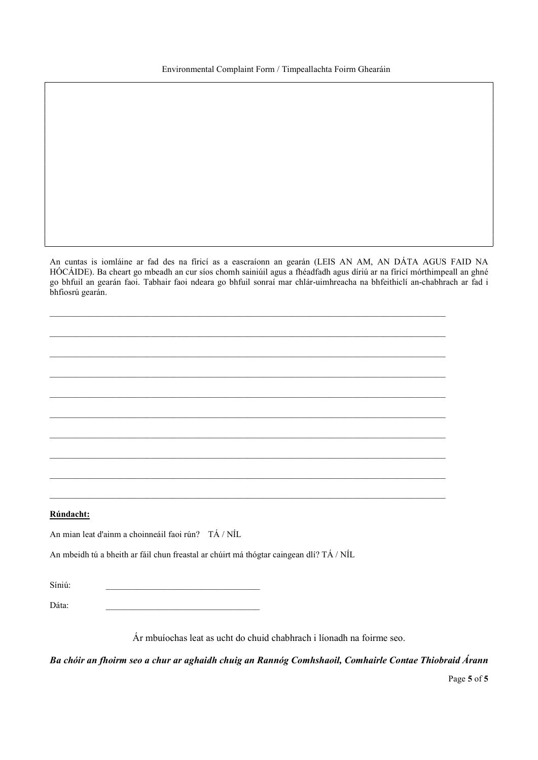An cuntas is iomláine ar fad des na fíricí as a eascraíonn an gearán (LEIS AN AM, AN DÁTA AGUS FAID NA HÓCÁIDE). Ba cheart go mbeadh an cur síos chomh sainiúil agus a fhéadfadh agus díriú ar na fíricí mórthimpeall an ghné go bhfuil an gearán faoi. Tabhair faoi ndeara go bhfuil sonraí mar chlár-uimhreacha na bhfeithiclí an-chabhrach ar fad i bhfiosrú gearán.

\_\_\_\_\_\_\_\_\_\_\_\_\_\_\_\_\_\_\_\_\_\_\_\_\_\_\_\_\_\_\_\_\_\_\_\_\_\_\_\_\_\_\_\_\_\_\_\_\_\_\_\_\_\_\_\_\_\_\_\_\_\_\_\_\_\_\_\_\_\_\_\_\_\_\_\_\_\_

\_\_\_\_\_\_\_\_\_\_\_\_\_\_\_\_\_\_\_\_\_\_\_\_\_\_\_\_\_\_\_\_\_\_\_\_\_\_\_\_\_\_\_\_\_\_\_\_\_\_\_\_\_\_\_\_\_\_\_\_\_\_\_\_\_\_\_\_\_\_\_\_\_\_\_\_\_\_

\_\_\_\_\_\_\_\_\_\_\_\_\_\_\_\_\_\_\_\_\_\_\_\_\_\_\_\_\_\_\_\_\_\_\_\_\_\_\_\_\_\_\_\_\_\_\_\_\_\_\_\_\_\_\_\_\_\_\_\_\_\_\_\_\_\_\_\_\_\_\_\_\_\_\_\_\_\_

\_\_\_\_\_\_\_\_\_\_\_\_\_\_\_\_\_\_\_\_\_\_\_\_\_\_\_\_\_\_\_\_\_\_\_\_\_\_\_\_\_\_\_\_\_\_\_\_\_\_\_\_\_\_\_\_\_\_\_\_\_\_\_\_\_\_\_\_\_\_\_\_\_\_\_\_\_\_

\_\_\_\_\_\_\_\_\_\_\_\_\_\_\_\_\_\_\_\_\_\_\_\_\_\_\_\_\_\_\_\_\_\_\_\_\_\_\_\_\_\_\_\_\_\_\_\_\_\_\_\_\_\_\_\_\_\_\_\_\_\_\_\_\_\_\_\_\_\_\_\_\_\_\_\_\_\_

\_\_\_\_\_\_\_\_\_\_\_\_\_\_\_\_\_\_\_\_\_\_\_\_\_\_\_\_\_\_\_\_\_\_\_\_\_\_\_\_\_\_\_\_\_\_\_\_\_\_\_\_\_\_\_\_\_\_\_\_\_\_\_\_\_\_\_\_\_\_\_\_\_\_\_\_\_\_

\_\_\_\_\_\_\_\_\_\_\_\_\_\_\_\_\_\_\_\_\_\_\_\_\_\_\_\_\_\_\_\_\_\_\_\_\_\_\_\_\_\_\_\_\_\_\_\_\_\_\_\_\_\_\_\_\_\_\_\_\_\_\_\_\_\_\_\_\_\_\_\_\_\_\_\_\_\_

\_\_\_\_\_\_\_\_\_\_\_\_\_\_\_\_\_\_\_\_\_\_\_\_\_\_\_\_\_\_\_\_\_\_\_\_\_\_\_\_\_\_\_\_\_\_\_\_\_\_\_\_\_\_\_\_\_\_\_\_\_\_\_\_\_\_\_\_\_\_\_\_\_\_\_\_\_\_

\_\_\_\_\_\_\_\_\_\_\_\_\_\_\_\_\_\_\_\_\_\_\_\_\_\_\_\_\_\_\_\_\_\_\_\_\_\_\_\_\_\_\_\_\_\_\_\_\_\_\_\_\_\_\_\_\_\_\_\_\_\_\_\_\_\_\_\_\_\_\_\_\_\_\_\_\_\_

\_\_\_\_\_\_\_\_\_\_\_\_\_\_\_\_\_\_\_\_\_\_\_\_\_\_\_\_\_\_\_\_\_\_\_\_\_\_\_\_\_\_\_\_\_\_\_\_\_\_\_\_\_\_\_\_\_\_\_\_\_\_\_\_\_\_\_\_\_\_\_\_\_\_\_\_\_\_

**Rúndacht:**

An mian leat d'ainm a choinneáil faoi rún? TÁ / NÍL

An mbeidh tú a bheith ar fáil chun freastal ar chúirt má thógtar caingean dlí? TÁ / NÍL

Síniú: \_\_\_\_\_\_\_\_\_\_\_\_\_\_\_\_\_\_\_\_\_\_\_\_\_\_\_\_\_\_\_\_\_\_\_

Dáta: \_\_\_\_\_\_\_\_\_\_\_\_\_\_\_\_\_\_\_\_\_\_\_\_\_\_\_\_\_\_\_\_\_\_\_

Ár mbuíochas leat as ucht do chuid chabhrach i líonadh na foirme seo.

***Ba chóir an fhoirm seo a chur ar aghaidh chuig an Rannóg Comhshaoil, Comhairle Contae Thiobraid Árann***